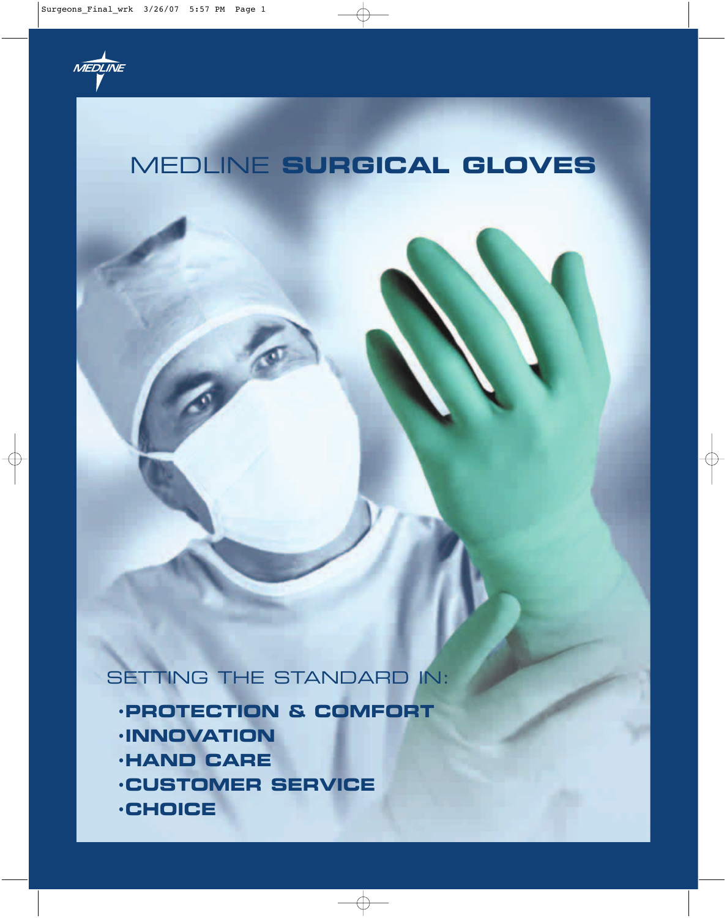MEDLINE

# MEDLINE **SURGICAL GLOVES**

SETTING THE STANDARD IN:

- **PROTECTION & COMFORT**
- **INNOVATION**
- **HAND CARE**
- **CUSTOMER SERVICE**
- **CHOICE**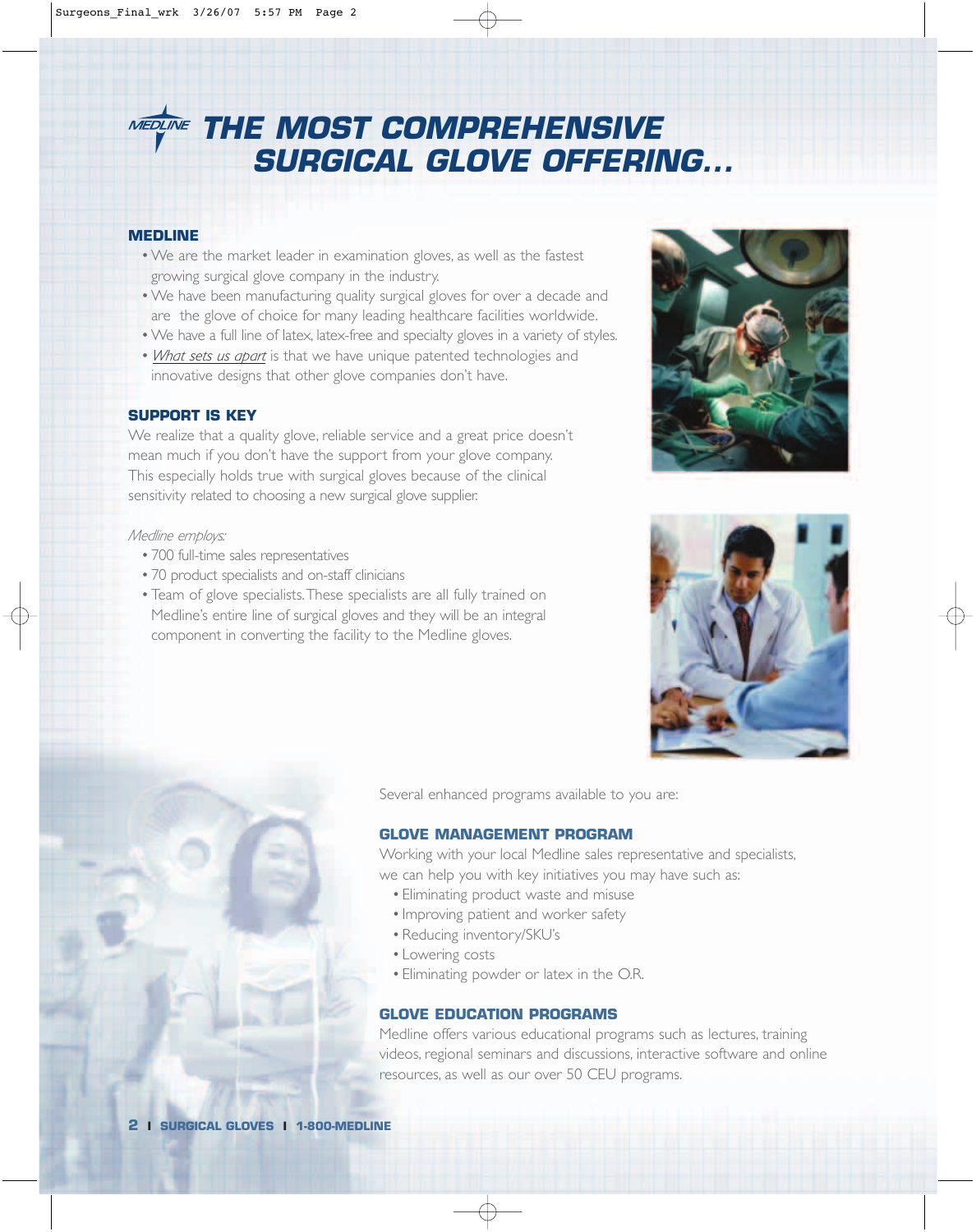# THE MOST COMPREHENSIVE SURGICAL GLOVE OFFERING...

## MEDLINE

- We are the market leader in examination gloves, as well as the fastest growing surgical glove company in the industry.
- We have been manufacturing quality surgical gloves for over a decade and are the glove of choice for many leading healthcare facilities worldwide.
- We have a full line of latex, latex-free and specialty gloves in a variety of styles.
- *What sets us apart* is that we have unique patented technologies and innovative designs that other glove companies don't have.

## SUPPORT IS KEY

We realize that a quality glove, reliable service and a great price doesn't mean much if you don't have the support from your glove company. This especially holds true with surgical gloves because of the clinical sensitivity related to choosing a new surgical glove supplier.

*Medline employs:*

- 700 full-time sales representatives
- 70 product specialists and on-staff clinicians
- Team of glove specialists. These specialists are all fully trained on Medline's entire line of surgical gloves and they will be an integral component in converting the facility to the Medline gloves.

Several enhanced programs available to you are:

## GLOVE MANAGEMENT PROGRAM

Working with your local Medline sales representative and specialists, we can help you with key initiatives you may have such as:

- Eliminating product waste and misuse
- Improving patient and worker safety
- Reducing inventory/SKU's
- Lowering costs
- Eliminating powder or latex in the O.R.

## GLOVE EDUCATION PROGRAMS

Medline offers various educational programs such as lectures, training videos, regional seminars and discussions, interactive software and online resources, as well as our over 50 CEU programs.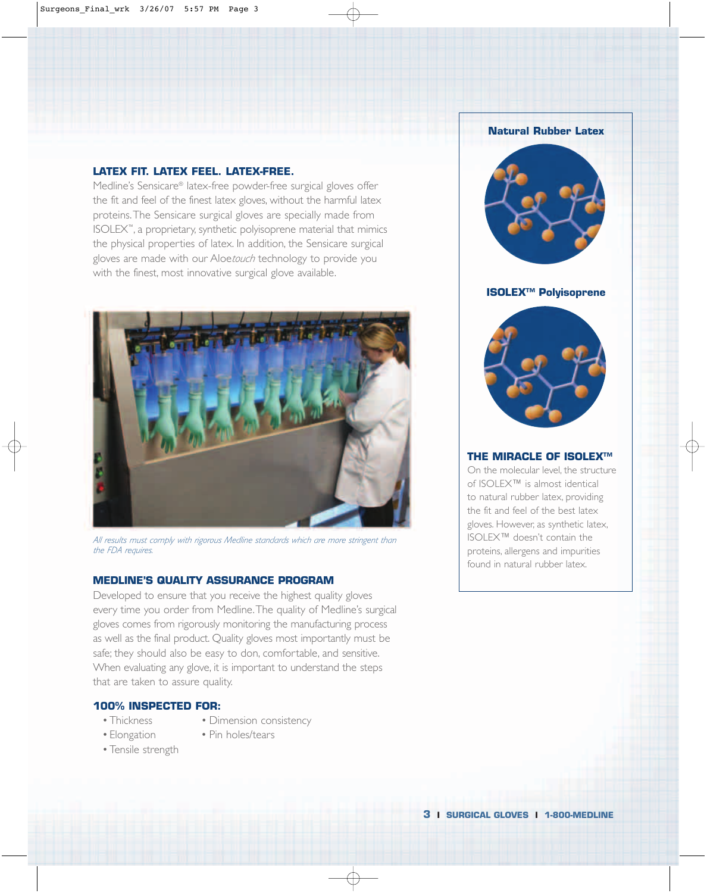## LATEX FIT. LATEX FEEL. LATEX-FREE.

Medline's Sensicare® latex-free powder-free surgical gloves offer the fit and feel of the finest latex gloves, without the harmful latex proteins. The Sensicare surgical gloves are specially made from ISOLEX™, a proprietary, synthetic polyisoprene material that mimics the physical properties of latex. In addition, the Sensicare surgical gloves are made with our Aloe*touch* technology to provide you with the finest, most innovative surgical glove available.

*All results must comply with rigorous Medline standards which are more stringent than the FDA requires.*

## MEDLINE'S QUALITY ASSURANCE PROGRAM

Developed to ensure that you receive the highest quality gloves every time you order from Medline. The quality of Medline's surgical gloves comes from rigorously monitoring the manufacturing process as well as the final product. Quality gloves most importantly must be safe; they should also be easy to don, comfortable, and sensitive. When evaluating any glove, it is important to understand the steps that are taken to assure quality.

## 100% INSPECTED FOR:

- Thickness
- Elongation
- Tensile strength
- Dimension consistency
- Pin holes/tears

**Natural Rubber Latex**

**ISOLEX™ Polyisoprene**

## THE MIRACLE OF ISOLEX™

On the molecular level, the structure of ISOLEX™ is almost identical to natural rubber latex, providing the fit and feel of the best latex gloves. However, as synthetic latex, ISOLEX™ doesn't contain the proteins, allergens and impurities found in natural rubber latex.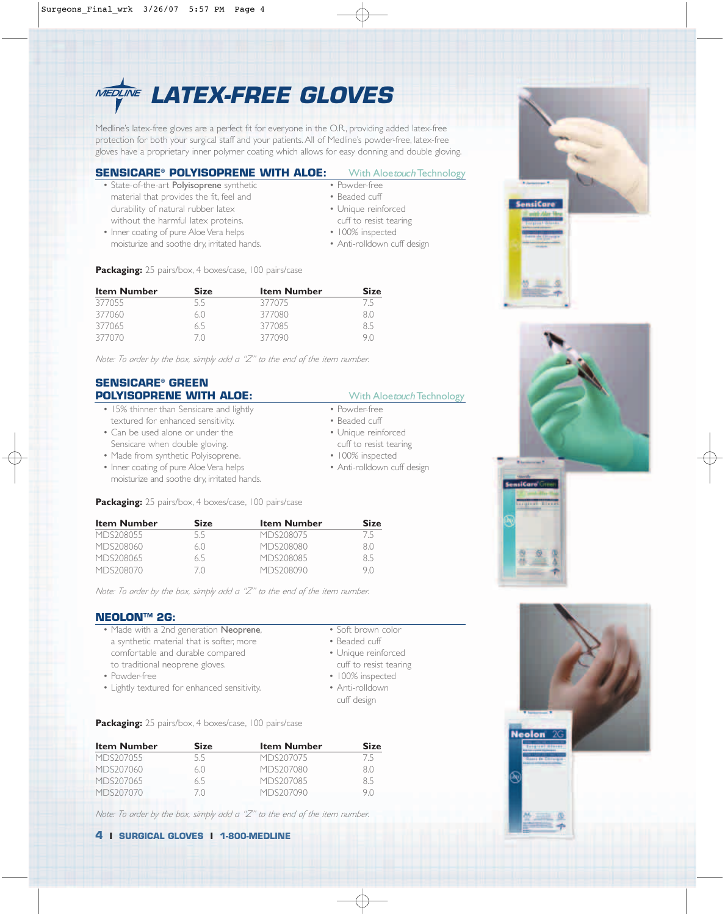# LATEX-FREE GLOVES

Medline's latex-free gloves are a perfect fit for everyone in the O.R., providing added latex-free protection for both your surgical staff and your patients. All of Medline's powder-free, latex-free gloves have a proprietary inner polymer coating which allows for easy donning and double gloving.

## SENSICARE® POLYISOPRENE WITH ALOE:

With Aloe*touch* Technology

- State-of-the-art **Polyisoprene** synthetic material that provides the fit, feel and durability of natural rubber latex without the harmful latex proteins.
- Inner coating of pure Aloe Vera helps moisturize and soothe dry, irritated hands.
- Powder-free
- Beaded cuff
- Unique reinforced cuff to resist tearing
- 100% inspected
- Anti-rolldown cuff design

**Packaging:** 25 pairs/box, 4 boxes/case, 100 pairs/case

| Item Number | Size | Item Number | Size |
|---|---|---|---|
| 377055 | 5.5 | 377075 | 7.5 |
| 377060 | 6.0 | 377080 | 8.0 |
| 377065 | 6.5 | 377085 | 8.5 |
| 377070 | 7.0 | 377090 | 9.0 |

*Note: To order by the box, simply add a "Z" to the end of the item number.*

## SENSICARE® GREEN POLYISOPRENE WITH ALOE:

With Aloe*touch* Technology

- 15% thinner than Sensicare and lightly textured for enhanced sensitivity.
- Can be used alone or under the Sensicare when double gloving.
- Made from synthetic Polyisoprene.
- Inner coating of pure Aloe Vera helps moisturize and soothe dry, irritated hands.
- Powder-free
- Beaded cuff
- Unique reinforced cuff to resist tearing
- 100% inspected
- Anti-rolldown cuff design

**Packaging:** 25 pairs/box, 4 boxes/case, 100 pairs/case

| Item Number | Size | Item Number | Size |
|---|---|---|---|
| MDS208055 | 5.5 | MDS208075 | 7.5 |
| MDS208060 | 6.0 | MDS208080 | 8.0 |
| MDS208065 | 6.5 | MDS208085 | 8.5 |
| MDS208070 | 7.0 | MDS208090 | 9.0 |

*Note: To order by the box, simply add a "Z" to the end of the item number.*

## NEOLON™ 2G:

- Made with a 2nd generation **Neoprene**, a synthetic material that is softer, more comfortable and durable compared to traditional neoprene gloves.
- Powder-free
- Lightly textured for enhanced sensitivity.
- Soft brown color
- Beaded cuff
- Unique reinforced cuff to resist tearing
- 100% inspected
- Anti-rolldown cuff design

**Packaging:** 25 pairs/box, 4 boxes/case, 100 pairs/case

| Item Number | Size | Item Number | Size |
|---|---|---|---|
| MDS207055 | 5.5 | MDS207075 | 7.5 |
| MDS207060 | 6.0 | MDS207080 | 8.0 |
| MDS207065 | 6.5 | MDS207085 | 8.5 |
| MDS207070 | 7.0 | MDS207090 | 9.0 |

*Note: To order by the box, simply add a "Z" to the end of the item number.*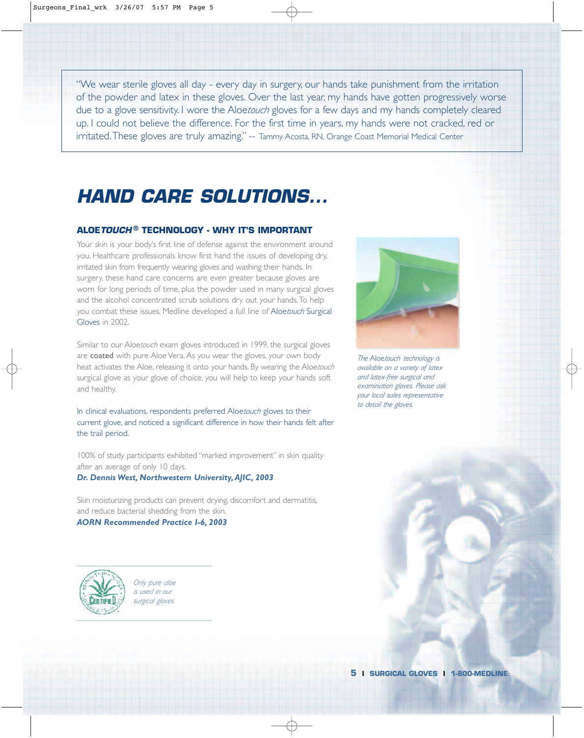"We wear sterile gloves all day - every day in surgery, our hands take punishment from the irritation of the powder and latex in these gloves. Over the last year, my hands have gotten progressively worse due to a glove sensitivity. I wore the Aloe*touch* gloves for a few days and my hands completely cleared up. I could not believe the difference. For the first time in years, my hands were not cracked, red or irritated. These gloves are truly amazing." -- Tammy Acosta, RN, Orange Coast Memorial Medical Center

# HAND CARE SOLUTIONS...

### ALOE*TOUCH*® TECHNOLOGY - WHY IT'S IMPORTANT

Your skin is your body's first line of defense against the environment around you. Healthcare professionals know first hand the issues of developing dry, irritated skin from frequently wearing gloves and washing their hands. In surgery, these hand care concerns are even greater because gloves are worn for long periods of time, plus the powder used in many surgical gloves and the alcohol concentrated scrub solutions dry out your hands. To help you combat these issues, Medline developed a full line of Aloe*touch* Surgical Gloves in 2002.

Similar to our Aloe*touch* exam gloves introduced in 1999, the surgical gloves are **coated** with pure Aloe Vera. As you wear the gloves, your own body heat activates the Aloe, releasing it onto your hands. By wearing the Aloe*touch* surgical glove as your glove of choice, you will help to keep your hands soft and healthy.

In clinical evaluations, respondents preferred Aloe*touch* gloves to their current glove, and noticed a significant difference in how their hands felt after the trail period.

100% of study participants exhibited "marked improvement" in skin quality after an average of only 10 days.
***Dr. Dennis West, Northwestern University, AJIC, 2003***

Skin moisturizing products can prevent drying, discomfort and dermatitis, and reduce bacterial shedding from the skin.
***AORN Recommended Practice I-6, 2003***

*The Aloetouch technology is available on a variety of latex and latex-free surgical and examination gloves. Please ask your local sales representative to detail the gloves.*

*Only pure aloe is used in our surgical gloves.*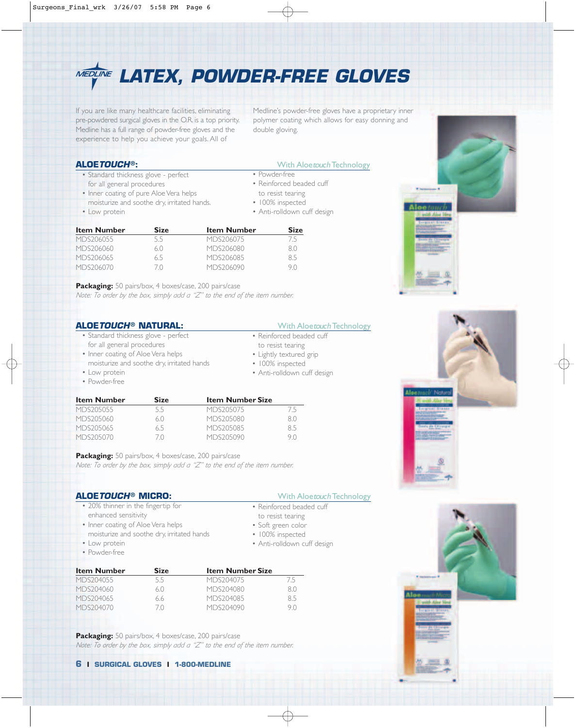# LATEX, POWDER-FREE GLOVES

If you are like many healthcare facilities, eliminating pre-powdered surgical gloves in the O.R. is a top priority. Medline has a full range of powder-free gloves and the experience to help you achieve your goals. All of Medline's powder-free gloves have a proprietary inner polymer coating which allows for easy donning and double gloving.

## ALOETOUCH®:

With Aloe*touch* Technology

- Standard thickness glove - perfect for all general procedures
- Inner coating of pure Aloe Vera helps moisturize and soothe dry, irritated hands.
- Low protein
- Powder-free
- Reinforced beaded cuff to resist tearing
- 100% inspected
- Anti-rolldown cuff design

| Item Number | Size | Item Number | Size |
|---|---|---|---|
| MDS206055 | 5.5 | MDS206075 | 7.5 |
| MDS206060 | 6.0 | MDS206080 | 8.0 |
| MDS206065 | 6.5 | MDS206085 | 8.5 |
| MDS206070 | 7.0 | MDS206090 | 9.0 |

**Packaging:** 50 pairs/box, 4 boxes/case, 200 pairs/case

*Note: To order by the box, simply add a "Z" to the end of the item number.*

## ALOETOUCH® NATURAL:

With Aloe*touch* Technology

- Standard thickness glove - perfect for all general procedures
- Inner coating of Aloe Vera helps moisturize and soothe dry, irritated hands
- Low protein
- Powder-free
- Reinforced beaded cuff to resist tearing
- Lightly textured grip
- 100% inspected
- Anti-rolldown cuff design

| Item Number | Size | Item Number | Size |
|---|---|---|---|
| MDS205055 | 5.5 | MDS205075 | 7.5 |
| MDS205060 | 6.0 | MDS205080 | 8.0 |
| MDS205065 | 6.5 | MDS205085 | 8.5 |
| MDS205070 | 7.0 | MDS205090 | 9.0 |

**Packaging:** 50 pairs/box, 4 boxes/case, 200 pairs/case

*Note: To order by the box, simply add a "Z" to the end of the item number.*

## ALOETOUCH® MICRO:

With Aloe*touch* Technology

- 20% thinner in the fingertip for enhanced sensitivity
- Inner coating of Aloe Vera helps moisturize and soothe dry, irritated hands
- Low protein
- Powder-free
- Reinforced beaded cuff to resist tearing
- Soft green color
- 100% inspected
- Anti-rolldown cuff design

| Item Number | Size | Item Number | Size |
|---|---|---|---|
| MDS204055 | 5.5 | MDS204075 | 7.5 |
| MDS204060 | 6.0 | MDS204080 | 8.0 |
| MDS204065 | 6.6 | MDS204085 | 8.5 |
| MDS204070 | 7.0 | MDS204090 | 9.0 |

**Packaging:** 50 pairs/box, 4 boxes/case, 200 pairs/case

*Note: To order by the box, simply add a "Z" to the end of the item number.*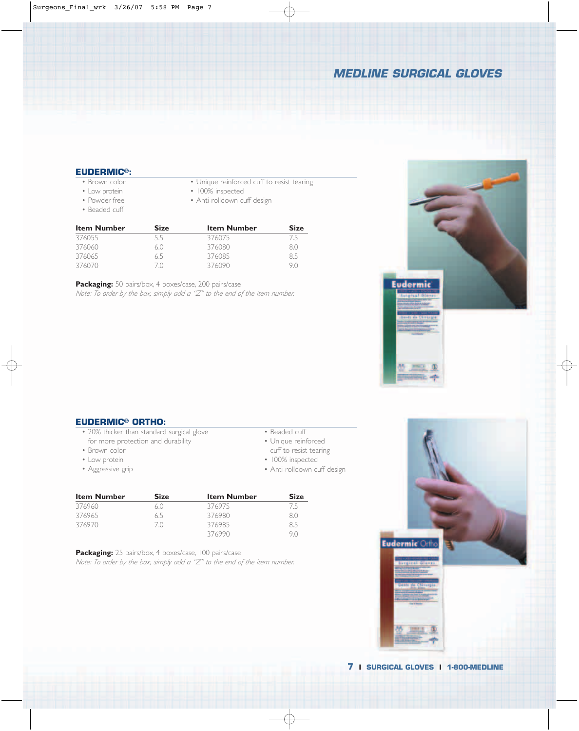# MEDLINE SURGICAL GLOVES

## EUDERMIC®:

- Brown color
- Low protein
- Powder-free
- Beaded cuff
- Unique reinforced cuff to resist tearing
- 100% inspected
- Anti-rolldown cuff design

| Item Number | Size | Item Number | Size |
|---|---|---|---|
| 376055 | 5.5 | 376075 | 7.5 |
| 376060 | 6.0 | 376080 | 8.0 |
| 376065 | 6.5 | 376085 | 8.5 |
| 376070 | 7.0 | 376090 | 9.0 |

**Packaging:** 50 pairs/box, 4 boxes/case, 200 pairs/case

*Note: To order by the box, simply add a "Z" to the end of the item number.*

## EUDERMIC® ORTHO:

- 20% thicker than standard surgical glove for more protection and durability
- Brown color
- Low protein
- Aggressive grip
- Beaded cuff
- Unique reinforced cuff to resist tearing
- 100% inspected
- Anti-rolldown cuff design

| Item Number | Size | Item Number | Size |
|---|---|---|---|
| 376960 | 6.0 | 376975 | 7.5 |
| 376965 | 6.5 | 376980 | 8.0 |
| 376970 | 7.0 | 376985 | 8.5 |
| | | 376990 | 9.0 |

**Packaging:** 25 pairs/box, 4 boxes/case, 100 pairs/case

*Note: To order by the box, simply add a "Z" to the end of the item number.*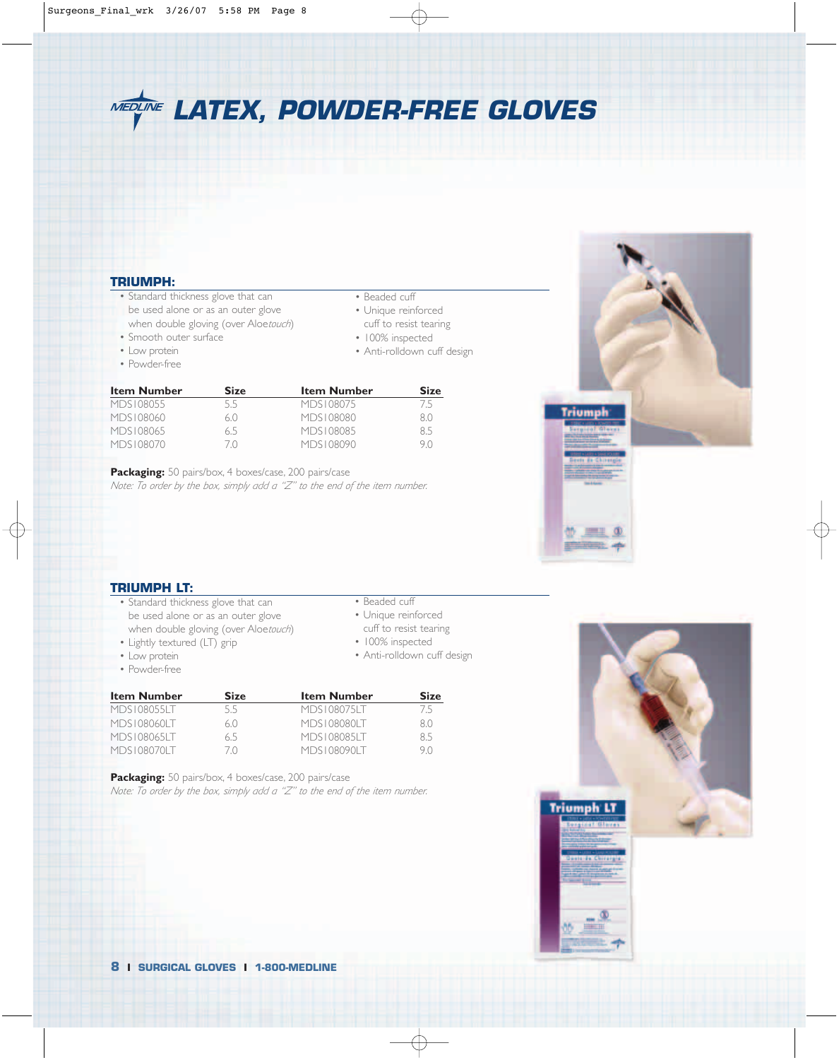# LATEX, POWDER-FREE GLOVES

## TRIUMPH:

- Standard thickness glove that can be used alone or as an outer glove when double gloving (over Aloe*touch*)
- Smooth outer surface
- Low protein
- Powder-free
- Beaded cuff
- Unique reinforced cuff to resist tearing
- 100% inspected
- Anti-rolldown cuff design

| Item Number | Size | Item Number | Size |
|---|---|---|---|
| MDS108055 | 5.5 | MDS108075 | 7.5 |
| MDS108060 | 6.0 | MDS108080 | 8.0 |
| MDS108065 | 6.5 | MDS108085 | 8.5 |
| MDS108070 | 7.0 | MDS108090 | 9.0 |

**Packaging:** 50 pairs/box, 4 boxes/case, 200 pairs/case

*Note: To order by the box, simply add a "Z" to the end of the item number.*

## TRIUMPH LT:

- Standard thickness glove that can be used alone or as an outer glove when double gloving (over Aloe*touch*)
- Lightly textured (LT) grip
- Low protein
- Powder-free
- Beaded cuff
- Unique reinforced cuff to resist tearing
- 100% inspected
- Anti-rolldown cuff design

| Item Number | Size | Item Number | Size |
|---|---|---|---|
| MDS108055LT | 5.5 | MDS108075LT | 7.5 |
| MDS108060LT | 6.0 | MDS108080LT | 8.0 |
| MDS108065LT | 6.5 | MDS108085LT | 8.5 |
| MDS108070LT | 7.0 | MDS108090LT | 9.0 |

**Packaging:** 50 pairs/box, 4 boxes/case, 200 pairs/case

*Note: To order by the box, simply add a "Z" to the end of the item number.*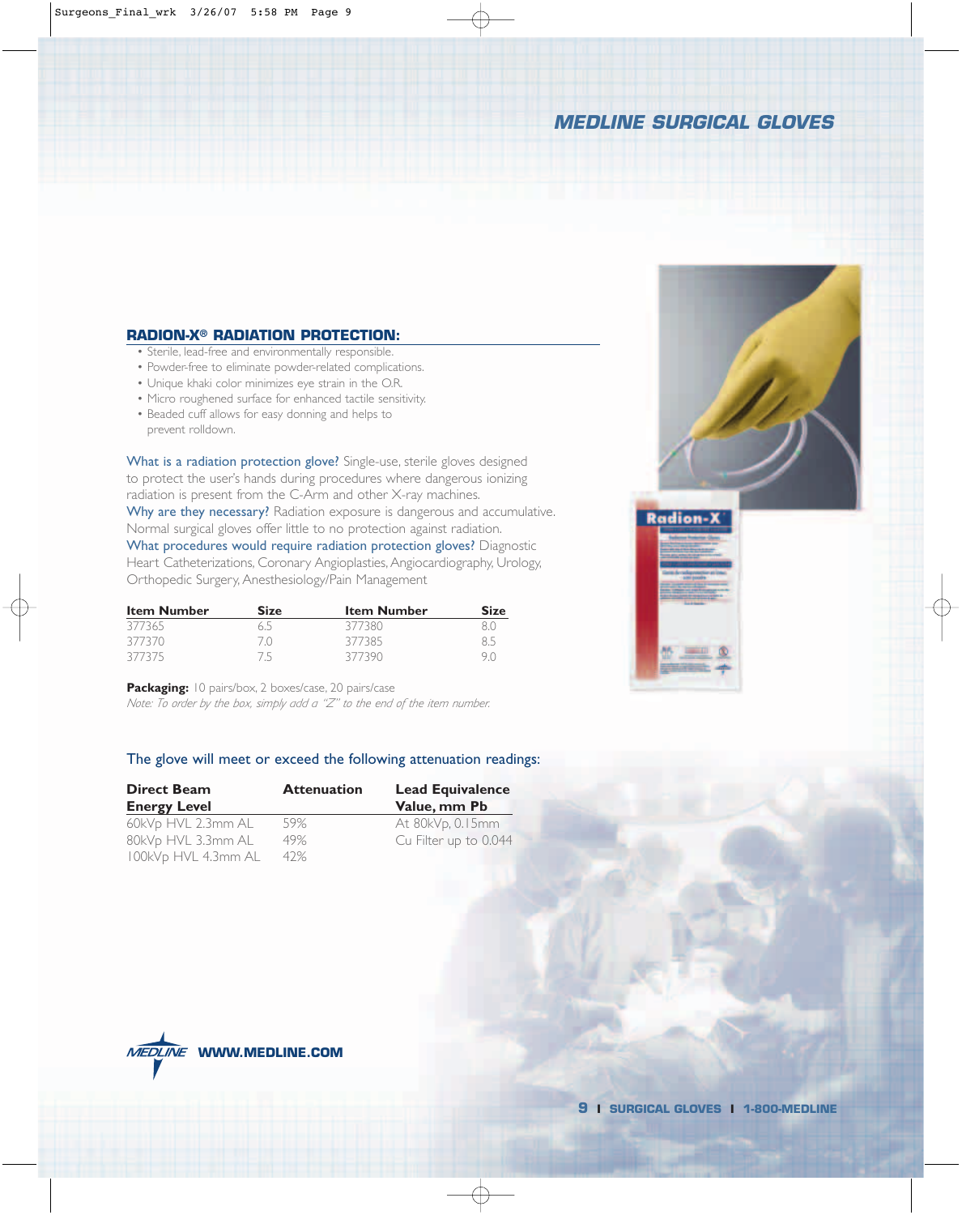# MEDLINE SURGICAL GLOVES

## RADION-X® RADIATION PROTECTION:

- Sterile, lead-free and environmentally responsible.
- Powder-free to eliminate powder-related complications.
- Unique khaki color minimizes eye strain in the O.R.
- Micro roughened surface for enhanced tactile sensitivity.
- Beaded cuff allows for easy donning and helps to prevent rolldown.

**What is a radiation protection glove?** Single-use, sterile gloves designed to protect the user's hands during procedures where dangerous ionizing radiation is present from the C-Arm and other X-ray machines.

**Why are they necessary?** Radiation exposure is dangerous and accumulative. Normal surgical gloves offer little to no protection against radiation.

**What procedures would require radiation protection gloves?** Diagnostic Heart Catheterizations, Coronary Angioplasties, Angiocardiography, Urology, Orthopedic Surgery, Anesthesiology/Pain Management

| Item Number | Size | Item Number | Size |
|---|---|---|---|
| 377365 | 6.5 | 377380 | 8.0 |
| 377370 | 7.0 | 377385 | 8.5 |
| 377375 | 7.5 | 377390 | 9.0 |

**Packaging:** 10 pairs/box, 2 boxes/case, 20 pairs/case

*Note: To order by the box, simply add a "Z" to the end of the item number.*

The glove will meet or exceed the following attenuation readings:

| Direct Beam Energy Level | Attenuation | Lead Equivalence Value, mm Pb |
|---|---|---|
| 60kVp HVL 2.3mm AL | 59% | At 80kVp, 0.15mm |
| 80kVp HVL 3.3mm AL | 49% | Cu Filter up to 0.044 |
| 100kVp HVL 4.3mm AL | 42% | |

WWW.MEDLINE.COM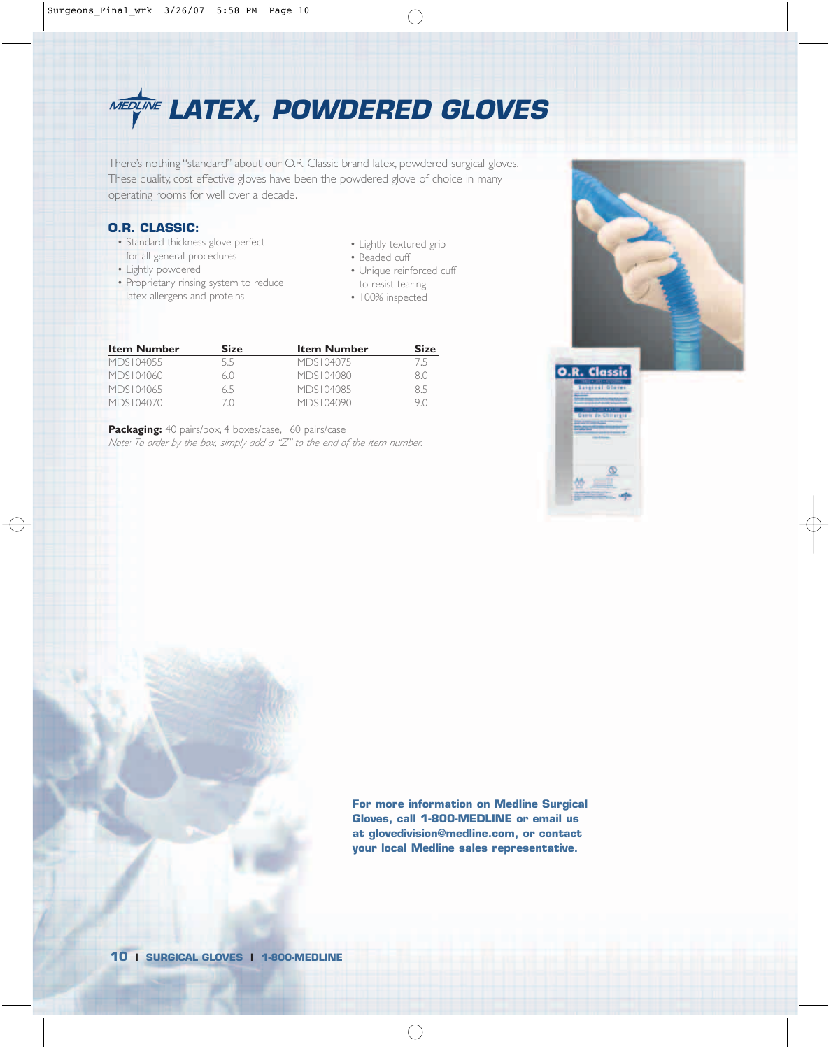# LATEX, POWDERED GLOVES

There's nothing "standard" about our O.R. Classic brand latex, powdered surgical gloves. These quality, cost effective gloves have been the powdered glove of choice in many operating rooms for well over a decade.

## O.R. CLASSIC:

- Standard thickness glove perfect for all general procedures
- Lightly powdered
- Proprietary rinsing system to reduce latex allergens and proteins
- Lightly textured grip
- Beaded cuff
- Unique reinforced cuff to resist tearing
- 100% inspected

| Item Number | Size | Item Number | Size |
|---|---|---|---|
| MDS104055 | 5.5 | MDS104075 | 7.5 |
| MDS104060 | 6.0 | MDS104080 | 8.0 |
| MDS104065 | 6.5 | MDS104085 | 8.5 |
| MDS104070 | 7.0 | MDS104090 | 9.0 |

**Packaging:** 40 pairs/box, 4 boxes/case, 160 pairs/case

*Note: To order by the box, simply add a "Z" to the end of the item number.*

**For more information on Medline Surgical Gloves, call 1-800-MEDLINE or email us at glovedivision@medline.com, or contact your local Medline sales representative.**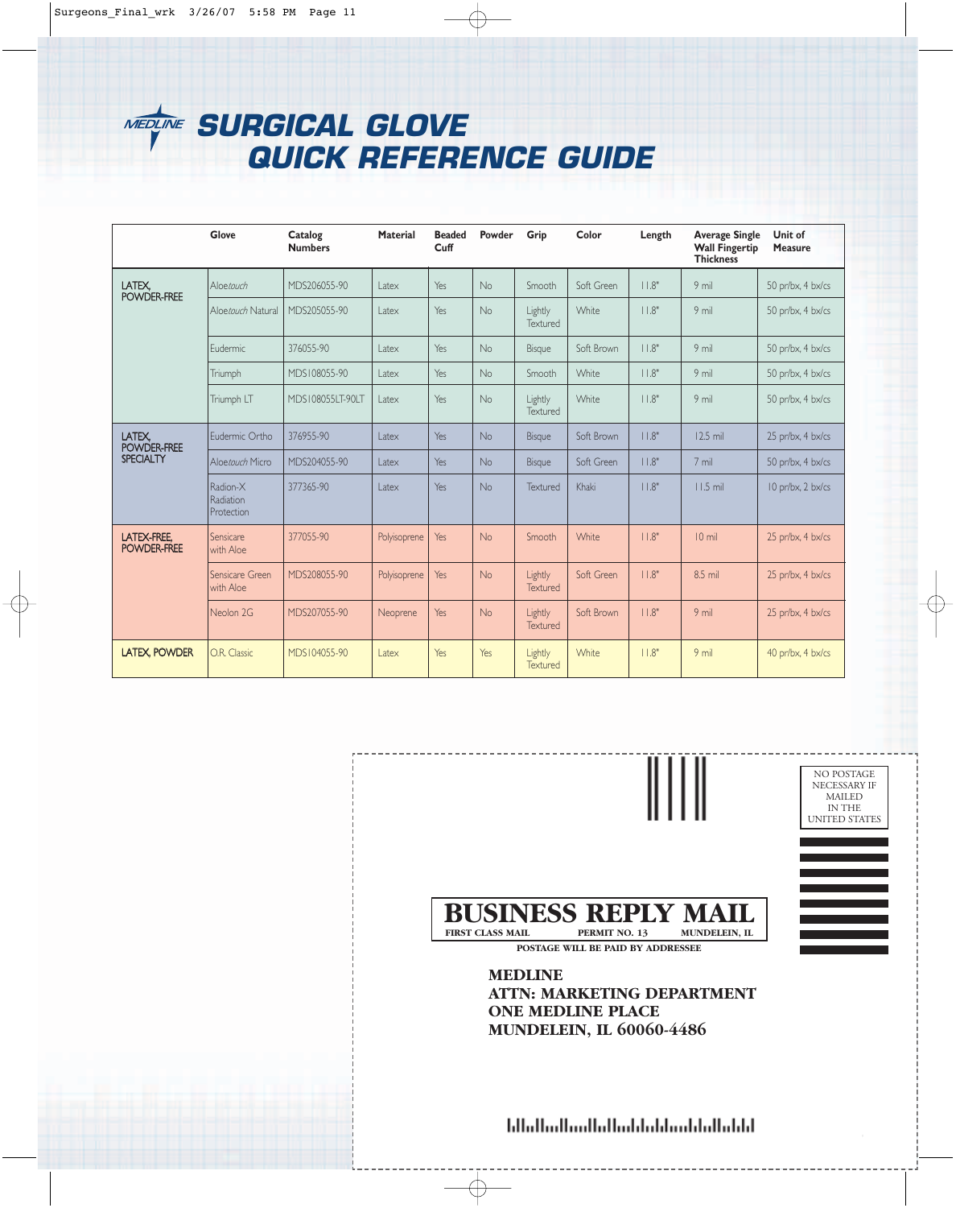# SURGICAL GLOVE QUICK REFERENCE GUIDE

| | Glove | Catalog Numbers | Material | Beaded Cuff | Powder | Grip | Color | Length | Average Single Wall Fingertip Thickness | Unit of Measure |
|---|---|---|---|---|---|---|---|---|---|---|
| LATEX, POWDER-FREE | Aloe*touch* | MDS206055-90 | Latex | Yes | No | Smooth | Soft Green | 11.8" | 9 mil | 50 pr/bx, 4 bx/cs |
| | Aloe*touch* Natural | MDS205055-90 | Latex | Yes | No | Lightly Textured | White | 11.8" | 9 mil | 50 pr/bx, 4 bx/cs |
| | Eudermic | 376055-90 | Latex | Yes | No | Bisque | Soft Brown | 11.8" | 9 mil | 50 pr/bx, 4 bx/cs |
| | Triumph | MDS108055-90 | Latex | Yes | No | Smooth | White | 11.8" | 9 mil | 50 pr/bx, 4 bx/cs |
| | Triumph LT | MDS108055LT-90LT | Latex | Yes | No | Lightly Textured | White | 11.8" | 9 mil | 50 pr/bx, 4 bx/cs |
| LATEX, POWDER-FREE SPECIALTY | Eudermic Ortho | 376955-90 | Latex | Yes | No | Bisque | Soft Brown | 11.8" | 12.5 mil | 25 pr/bx, 4 bx/cs |
| | Aloe*touch* Micro | MDS204055-90 | Latex | Yes | No | Bisque | Soft Green | 11.8" | 7 mil | 50 pr/bx, 4 bx/cs |
| | Radion-X Radiation Protection | 377365-90 | Latex | Yes | No | Textured | Khaki | 11.8" | 11.5 mil | 10 pr/bx, 2 bx/cs |
| LATEX-FREE, POWDER-FREE | Sensicare with Aloe | 377055-90 | Polyisoprene | Yes | No | Smooth | White | 11.8" | 10 mil | 25 pr/bx, 4 bx/cs |
| | Sensicare Green with Aloe | MDS208055-90 | Polyisoprene | Yes | No | Lightly Textured | Soft Green | 11.8" | 8.5 mil | 25 pr/bx, 4 bx/cs |
| | Neolon 2G | MDS207055-90 | Neoprene | Yes | No | Lightly Textured | Soft Brown | 11.8" | 9 mil | 25 pr/bx, 4 bx/cs |
| LATEX, POWDER | O.R. Classic | MDS104055-90 | Latex | Yes | Yes | Lightly Textured | White | 11.8" | 9 mil | 40 pr/bx, 4 bx/cs |

NO POSTAGE NECESSARY IF MAILED IN THE UNITED STATES

**BUSINESS REPLY MAIL**

FIRST CLASS MAIL PERMIT NO. 13 MUNDELEIN, IL

POSTAGE WILL BE PAID BY ADDRESSEE

**MEDLINE**
**ATTN: MARKETING DEPARTMENT**
**ONE MEDLINE PLACE**
**MUNDELEIN, IL 60060-4486**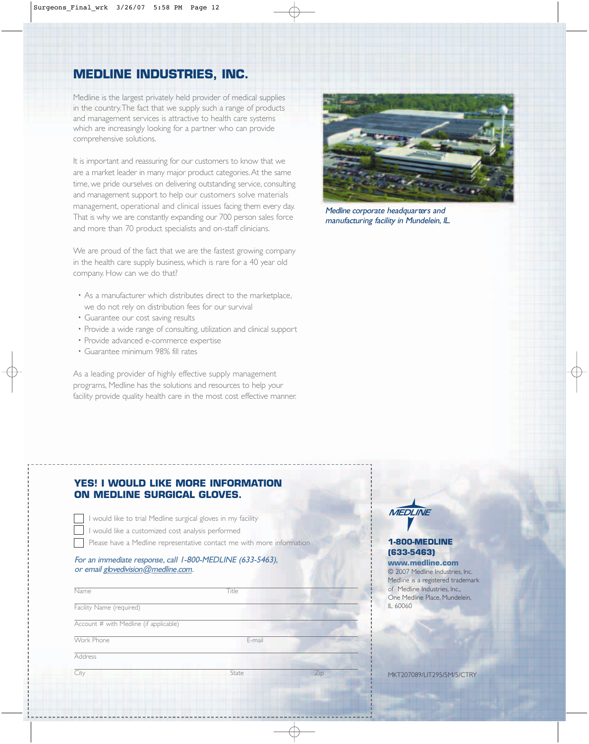## MEDLINE INDUSTRIES, INC.

Medline is the largest privately held provider of medical supplies in the country. The fact that we supply such a range of products and management services is attractive to health care systems which are increasingly looking for a partner who can provide comprehensive solutions.

It is important and reassuring for our customers to know that we are a market leader in many major product categories. At the same time, we pride ourselves on delivering outstanding service, consulting and management support to help our customers solve materials management, operational and clinical issues facing them every day. That is why we are constantly expanding our 700 person sales force and more than 70 product specialists and on-staff clinicians.

We are proud of the fact that we are the fastest growing company in the health care supply business, which is rare for a 40 year old company. How can we do that?

- As a manufacturer which distributes direct to the marketplace, we do not rely on distribution fees for our survival
- Guarantee our cost saving results
- Provide a wide range of consulting, utilization and clinical support
- Provide advanced e-commerce expertise
- Guarantee minimum 98% fill rates

As a leading provider of highly effective supply management programs, Medline has the solutions and resources to help your facility provide quality health care in the most cost effective manner.

*Medline corporate headquarters and manufacturing facility in Mundelein, IL.*

### YES! I WOULD LIKE MORE INFORMATION ON MEDLINE SURGICAL GLOVES.

- [ ] I would like to trial Medline surgical gloves in my facility
- [ ] I would like a customized cost analysis performed
- [ ] Please have a Medline representative contact me with more information

*For an immediate response, call 1-800-MEDLINE (633-5463), or email glovedivision@medline.com.*

Name _______________ Title _______________

Facility Name (required) _______________

Account # with Medline (if applicable) _______________

Work Phone _______________ E-mail _______________

Address _______________

City _______________ State _______________ Zip _______________

MEDLINE

**1-800-MEDLINE (633-5463)**

**www.medline.com**

© 2007 Medline Industries, Inc. Medline is a registered trademark of Medline Industries, Inc., One Medline Place, Mundelein, IL 60060

MKT207089/LIT295/5M/5/CTRY